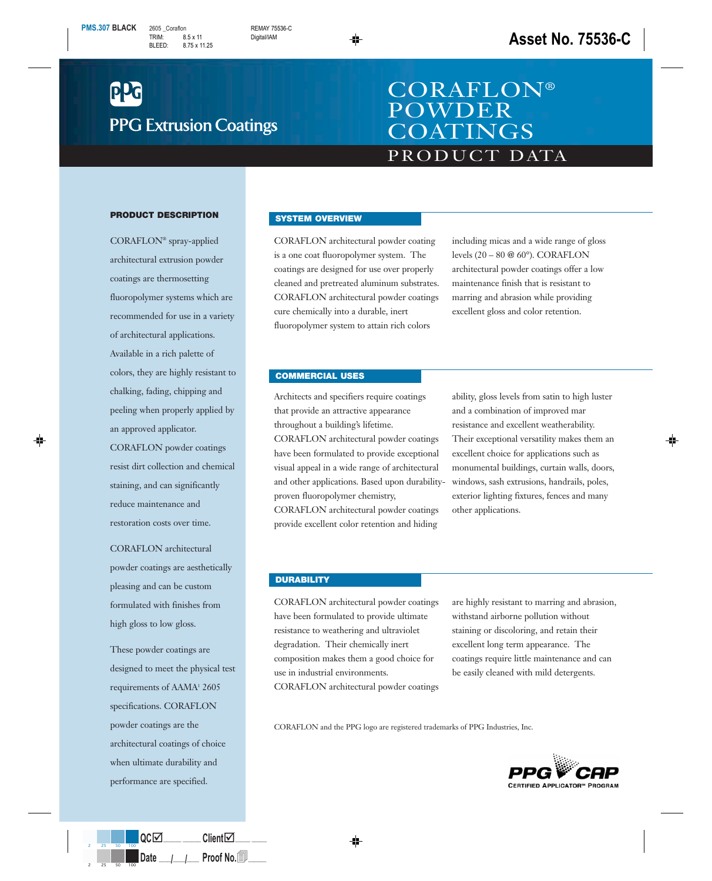# PPG Extrusion Coatings

# CORAFLON® POWDER COATINGS

## PRODUCT DATA

### PRODUCT DESCRIPTION

CORAFLON® spray-applied architectural extrusion powder coatings are thermosetting fluoropolymer systems which are recommended for use in a variety of architectural applications. Available in a rich palette of colors, they are highly resistant to chalking, fading, chipping and peeling when properly applied by an approved applicator. CORAFLON powder coatings resist dirt collection and chemical staining, and can significantly reduce maintenance and restoration costs over time.

CORAFLON architectural powder coatings are aesthetically pleasing and can be custom formulated with finishes from high gloss to low gloss.

These powder coatings are designed to meet the physical test requirements of AAMA[1] 2605 specifications. CORAFLON powder coatings are the architectural coatings of choice when ultimate durability and performance are specified.

### SYSTEM OVERVIEW

CORAFLON architectural powder coating is a one coat fluoropolymer system. The coatings are designed for use over properly cleaned and pretreated aluminum substrates. CORAFLON architectural powder coatings cure chemically into a durable, inert fluoropolymer system to attain rich colors including micas and a wide range of gloss levels (20 – 80 @ 60°). CORAFLON architectural powder coatings offer a low maintenance finish that is resistant to marring and abrasion while providing excellent gloss and color retention.

### COMMERCIAL USES

Architects and specifiers require coatings that provide an attractive appearance throughout a building's lifetime. CORAFLON architectural powder coatings have been formulated to provide exceptional visual appeal in a wide range of architectural and other applications. Based upon durability-proven fluoropolymer chemistry, CORAFLON architectural powder coatings provide excellent color retention and hiding ability, gloss levels from satin to high luster and a combination of improved mar resistance and excellent weatherability. Their exceptional versatility makes them an excellent choice for applications such as monumental buildings, curtain walls, doors, windows, sash extrusions, handrails, poles, exterior lighting fixtures, fences and many other applications.

### DURABILITY

CORAFLON architectural powder coatings have been formulated to provide ultimate resistance to weathering and ultraviolet degradation. Their chemically inert composition makes them a good choice for use in industrial environments. CORAFLON architectural powder coatings are highly resistant to marring and abrasion, withstand airborne pollution without staining or discoloring, and retain their excellent long term appearance. The coatings require little maintenance and can be easily cleaned with mild detergents.

CORAFLON and the PPG logo are registered trademarks of PPG Industries, Inc.

PPG CAP — Certified Applicator℠ Program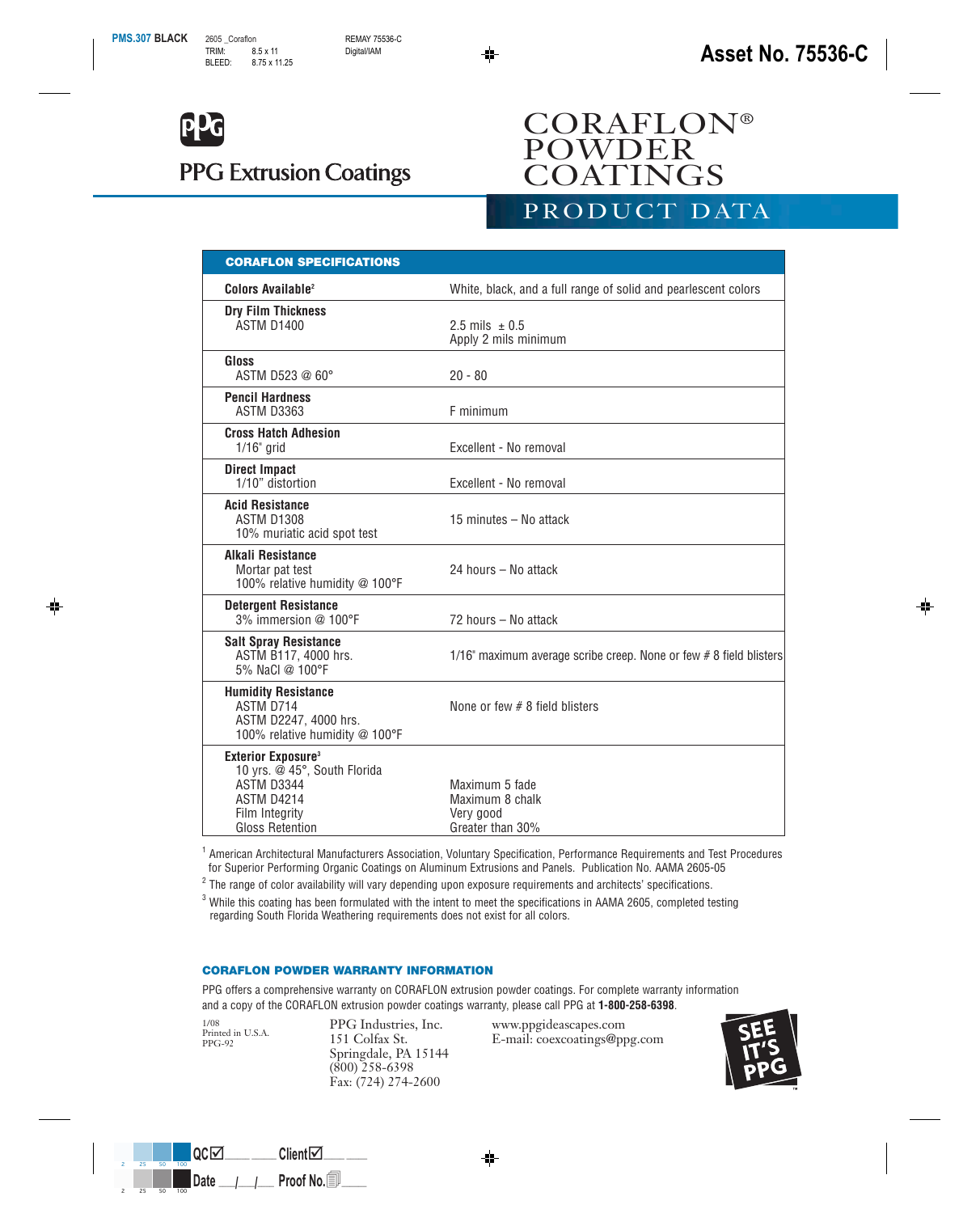PPG Extrusion Coatings

# CORAFLON® POWDER COATINGS

## PRODUCT DATA

| CORAFLON SPECIFICATIONS | |
|---|---|
| **Colors Available**[2] | White, black, and a full range of solid and pearlescent colors |
| **Dry Film Thickness**<br>ASTM D1400 | 2.5 mils ± 0.5<br>Apply 2 mils minimum |
| **Gloss**<br>ASTM D523 @ 60° | 20 - 80 |
| **Pencil Hardness**<br>ASTM D3363 | F minimum |
| **Cross Hatch Adhesion**<br>1/16" grid | Excellent - No removal |
| **Direct Impact**<br>1/10" distortion | Excellent - No removal |
| **Acid Resistance**<br>ASTM D1308<br>10% muriatic acid spot test | 15 minutes – No attack |
| **Alkali Resistance**<br>Mortar pat test<br>100% relative humidity @ 100°F | 24 hours – No attack |
| **Detergent Resistance**<br>3% immersion @ 100°F | 72 hours – No attack |
| **Salt Spray Resistance**<br>ASTM B117, 4000 hrs.<br>5% NaCl @ 100°F | 1/16" maximum average scribe creep. None or few # 8 field blisters |
| **Humidity Resistance**<br>ASTM D714<br>ASTM D2247, 4000 hrs.<br>100% relative humidity @ 100°F | None or few # 8 field blisters |
| **Exterior Exposure**[3]<br>10 yrs. @ 45°, South Florida<br>ASTM D3344<br>ASTM D4214<br>Film Integrity<br>Gloss Retention | <br><br>Maximum 5 fade<br>Maximum 8 chalk<br>Very good<br>Greater than 30% |

[1] American Architectural Manufacturers Association, Voluntary Specification, Performance Requirements and Test Procedures for Superior Performing Organic Coatings on Aluminum Extrusions and Panels. Publication No. AAMA 2605-05

[2] The range of color availability will vary depending upon exposure requirements and architects' specifications.

[3] While this coating has been formulated with the intent to meet the specifications in AAMA 2605, completed testing regarding South Florida Weathering requirements does not exist for all colors.

### CORAFLON POWDER WARRANTY INFORMATION

PPG offers a comprehensive warranty on CORAFLON extrusion powder coatings. For complete warranty information and a copy of the CORAFLON extrusion powder coatings warranty, please call PPG at **1-800-258-6398**.

1/08
Printed in U.S.A.
PPG-92

PPG Industries, Inc.
151 Colfax St.
Springdale, PA 15144
(800) 258-6398
Fax: (724) 274-2600

www.ppgideascapes.com
E-mail: coexcoatings@ppg.com

SEE IT'S PPG